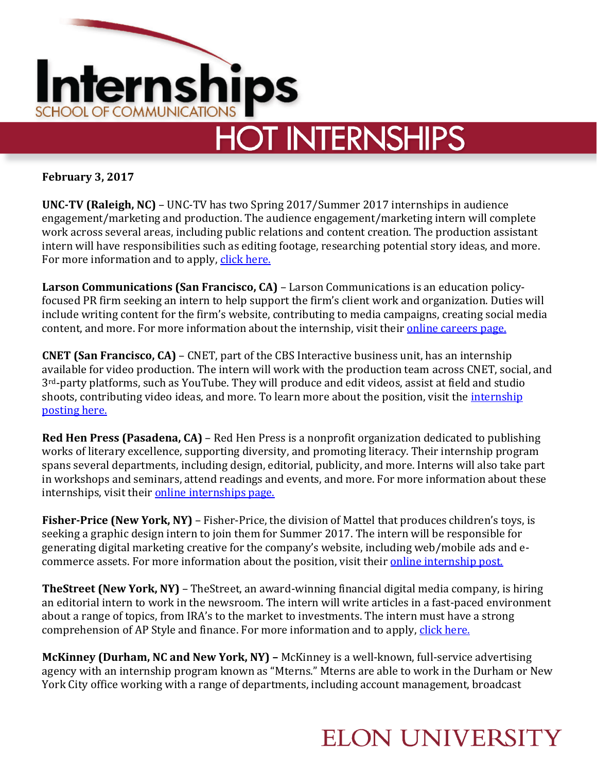# Internships

SCHOOL OF COMMUNICATIONS

## HOT INTERNSHIPS

**February 3, 2017**

**UNC-TV (Raleigh, NC)** – UNC-TV has two Spring 2017/Summer 2017 internships in audience engagement/marketing and production. The audience engagement/marketing intern will complete work across several areas, including public relations and content creation. The production assistant intern will have responsibilities such as editing footage, researching potential story ideas, and more. For more information and to apply, click here.

**Larson Communications (San Francisco, CA)** – Larson Communications is an education policy-focused PR firm seeking an intern to help support the firm's client work and organization. Duties will include writing content for the firm's website, contributing to media campaigns, creating social media content, and more. For more information about the internship, visit their online careers page.

**CNET (San Francisco, CA)** – CNET, part of the CBS Interactive business unit, has an internship available for video production. The intern will work with the production team across CNET, social, and 3rd-party platforms, such as YouTube. They will produce and edit videos, assist at field and studio shoots, contributing video ideas, and more. To learn more about the position, visit the internship posting here.

**Red Hen Press (Pasadena, CA)** – Red Hen Press is a nonprofit organization dedicated to publishing works of literary excellence, supporting diversity, and promoting literacy. Their internship program spans several departments, including design, editorial, publicity, and more. Interns will also take part in workshops and seminars, attend readings and events, and more. For more information about these internships, visit their online internships page.

**Fisher-Price (New York, NY)** – Fisher-Price, the division of Mattel that produces children's toys, is seeking a graphic design intern to join them for Summer 2017. The intern will be responsible for generating digital marketing creative for the company's website, including web/mobile ads and e-commerce assets. For more information about the position, visit their online internship post.

**TheStreet (New York, NY)** – TheStreet, an award-winning financial digital media company, is hiring an editorial intern to work in the newsroom. The intern will write articles in a fast-paced environment about a range of topics, from IRA's to the market to investments. The intern must have a strong comprehension of AP Style and finance. For more information and to apply, click here.

**McKinney (Durham, NC and New York, NY) –** McKinney is a well-known, full-service advertising agency with an internship program known as "Mterns." Mterns are able to work in the Durham or New York City office working with a range of departments, including account management, broadcast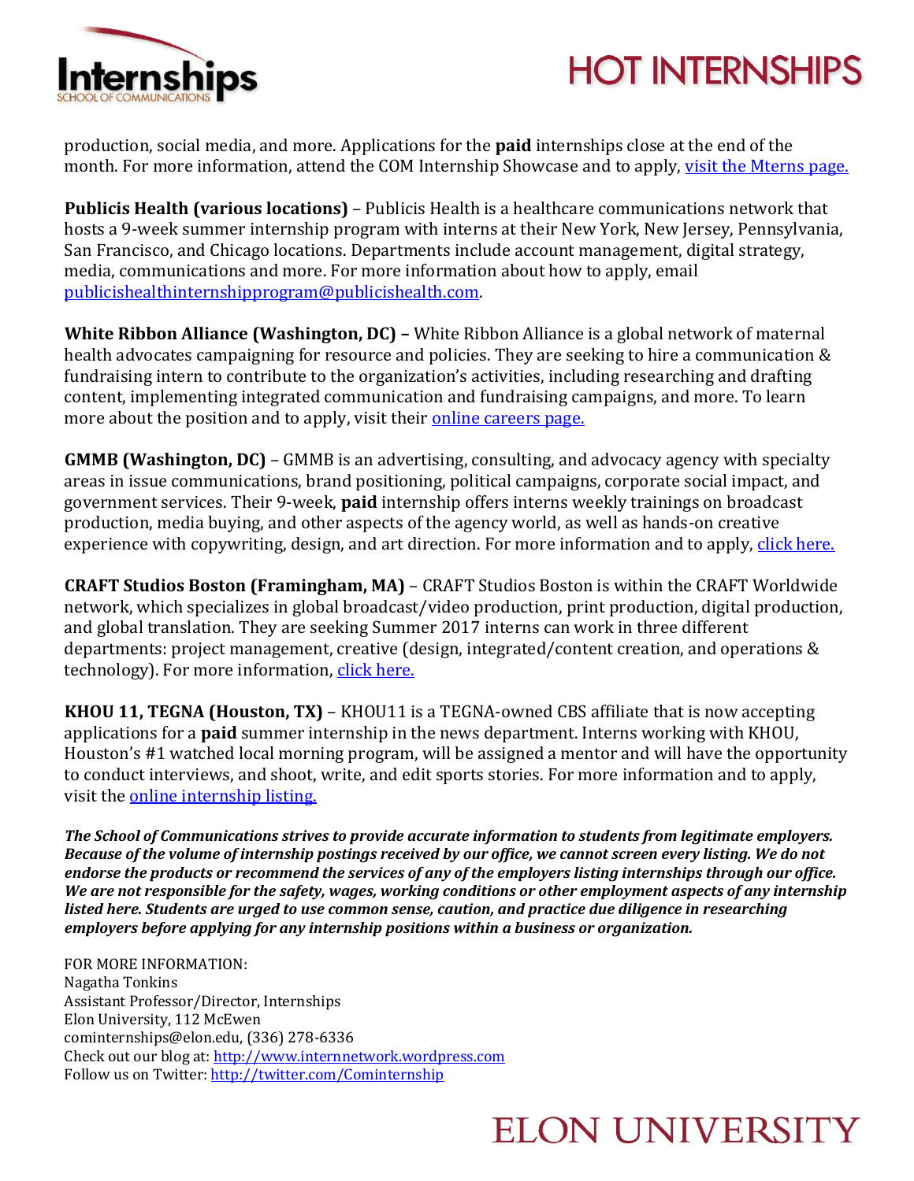production, social media, and more. Applications for the **paid** internships close at the end of the month. For more information, attend the COM Internship Showcase and to apply, visit the Mterns page.

**Publicis Health (various locations)** – Publicis Health is a healthcare communications network that hosts a 9-week summer internship program with interns at their New York, New Jersey, Pennsylvania, San Francisco, and Chicago locations. Departments include account management, digital strategy, media, communications and more. For more information about how to apply, email publicishealthinternshipprogram@publicishealth.com.

**White Ribbon Alliance (Washington, DC) –** White Ribbon Alliance is a global network of maternal health advocates campaigning for resource and policies. They are seeking to hire a communication & fundraising intern to contribute to the organization's activities, including researching and drafting content, implementing integrated communication and fundraising campaigns, and more. To learn more about the position and to apply, visit their online careers page.

**GMMB (Washington, DC)** – GMMB is an advertising, consulting, and advocacy agency with specialty areas in issue communications, brand positioning, political campaigns, corporate social impact, and government services. Their 9-week, **paid** internship offers interns weekly trainings on broadcast production, media buying, and other aspects of the agency world, as well as hands-on creative experience with copywriting, design, and art direction. For more information and to apply, click here.

**CRAFT Studios Boston (Framingham, MA)** – CRAFT Studios Boston is within the CRAFT Worldwide network, which specializes in global broadcast/video production, print production, digital production, and global translation. They are seeking Summer 2017 interns can work in three different departments: project management, creative (design, integrated/content creation, and operations & technology). For more information, click here.

**KHOU 11, TEGNA (Houston, TX)** – KHOU11 is a TEGNA-owned CBS affiliate that is now accepting applications for a **paid** summer internship in the news department. Interns working with KHOU, Houston's #1 watched local morning program, will be assigned a mentor and will have the opportunity to conduct interviews, and shoot, write, and edit sports stories. For more information and to apply, visit the online internship listing.

***The School of Communications strives to provide accurate information to students from legitimate employers. Because of the volume of internship postings received by our office, we cannot screen every listing. We do not endorse the products or recommend the services of any of the employers listing internships through our office. We are not responsible for the safety, wages, working conditions or other employment aspects of any internship listed here. Students are urged to use common sense, caution, and practice due diligence in researching employers before applying for any internship positions within a business or organization.***

FOR MORE INFORMATION:
Nagatha Tonkins
Assistant Professor/Director, Internships
Elon University, 112 McEwen
cominternships@elon.edu, (336) 278-6336
Check out our blog at: http://www.internnetwork.wordpress.com
Follow us on Twitter: http://twitter.com/Cominternship